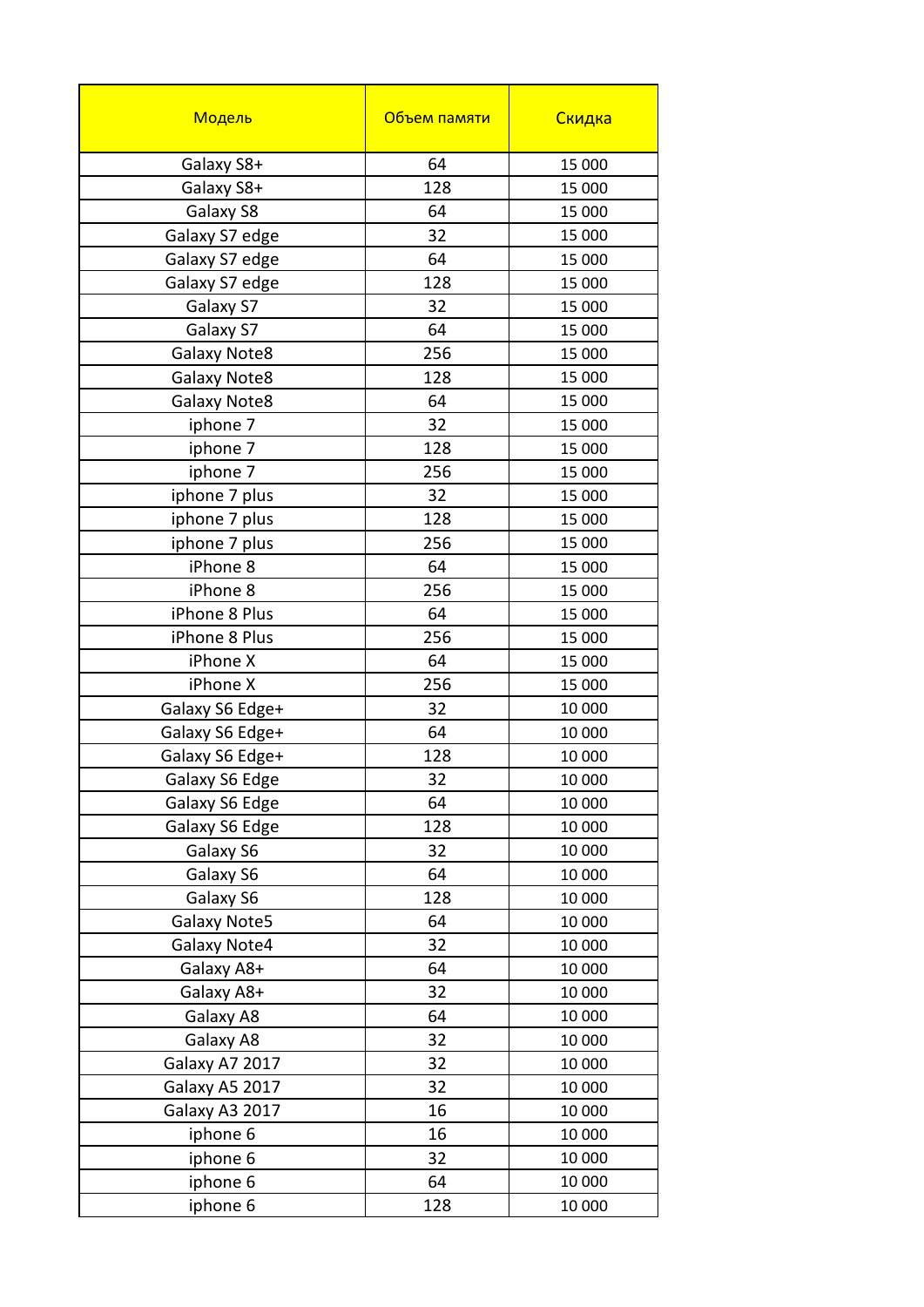| Модель | Объем памяти | Скидка |
|---|---|---|
| Galaxy S8+ | 64 | 15 000 |
| Galaxy S8+ | 128 | 15 000 |
| Galaxy S8 | 64 | 15 000 |
| Galaxy S7 edge | 32 | 15 000 |
| Galaxy S7 edge | 64 | 15 000 |
| Galaxy S7 edge | 128 | 15 000 |
| Galaxy S7 | 32 | 15 000 |
| Galaxy S7 | 64 | 15 000 |
| Galaxy Note8 | 256 | 15 000 |
| Galaxy Note8 | 128 | 15 000 |
| Galaxy Note8 | 64 | 15 000 |
| iphone 7 | 32 | 15 000 |
| iphone 7 | 128 | 15 000 |
| iphone 7 | 256 | 15 000 |
| iphone 7 plus | 32 | 15 000 |
| iphone 7 plus | 128 | 15 000 |
| iphone 7 plus | 256 | 15 000 |
| iPhone 8 | 64 | 15 000 |
| iPhone 8 | 256 | 15 000 |
| iPhone 8 Plus | 64 | 15 000 |
| iPhone 8 Plus | 256 | 15 000 |
| iPhone X | 64 | 15 000 |
| iPhone X | 256 | 15 000 |
| Galaxy S6 Edge+ | 32 | 10 000 |
| Galaxy S6 Edge+ | 64 | 10 000 |
| Galaxy S6 Edge+ | 128 | 10 000 |
| Galaxy S6 Edge | 32 | 10 000 |
| Galaxy S6 Edge | 64 | 10 000 |
| Galaxy S6 Edge | 128 | 10 000 |
| Galaxy S6 | 32 | 10 000 |
| Galaxy S6 | 64 | 10 000 |
| Galaxy S6 | 128 | 10 000 |
| Galaxy Note5 | 64 | 10 000 |
| Galaxy Note4 | 32 | 10 000 |
| Galaxy A8+ | 64 | 10 000 |
| Galaxy A8+ | 32 | 10 000 |
| Galaxy A8 | 64 | 10 000 |
| Galaxy A8 | 32 | 10 000 |
| Galaxy A7 2017 | 32 | 10 000 |
| Galaxy A5 2017 | 32 | 10 000 |
| Galaxy A3 2017 | 16 | 10 000 |
| iphone 6 | 16 | 10 000 |
| iphone 6 | 32 | 10 000 |
| iphone 6 | 64 | 10 000 |
| iphone 6 | 128 | 10 000 |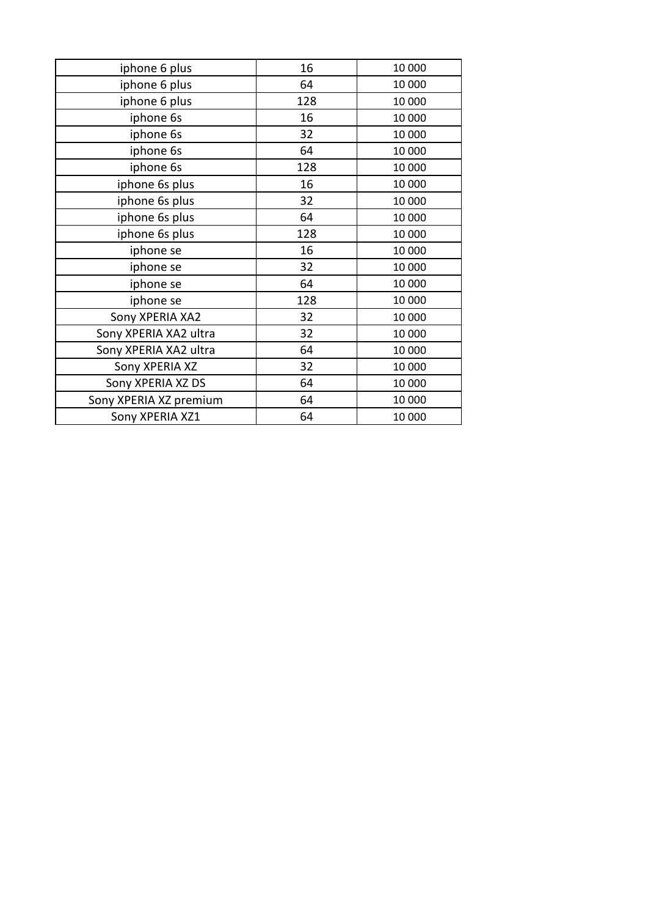| | | |
|---|---|---|
| iphone 6 plus | 16 | 10 000 |
| iphone 6 plus | 64 | 10 000 |
| iphone 6 plus | 128 | 10 000 |
| iphone 6s | 16 | 10 000 |
| iphone 6s | 32 | 10 000 |
| iphone 6s | 64 | 10 000 |
| iphone 6s | 128 | 10 000 |
| iphone 6s plus | 16 | 10 000 |
| iphone 6s plus | 32 | 10 000 |
| iphone 6s plus | 64 | 10 000 |
| iphone 6s plus | 128 | 10 000 |
| iphone se | 16 | 10 000 |
| iphone se | 32 | 10 000 |
| iphone se | 64 | 10 000 |
| iphone se | 128 | 10 000 |
| Sony XPERIA XA2 | 32 | 10 000 |
| Sony XPERIA XA2 ultra | 32 | 10 000 |
| Sony XPERIA XA2 ultra | 64 | 10 000 |
| Sony XPERIA XZ | 32 | 10 000 |
| Sony XPERIA XZ DS | 64 | 10 000 |
| Sony XPERIA XZ premium | 64 | 10 000 |
| Sony XPERIA XZ1 | 64 | 10 000 |